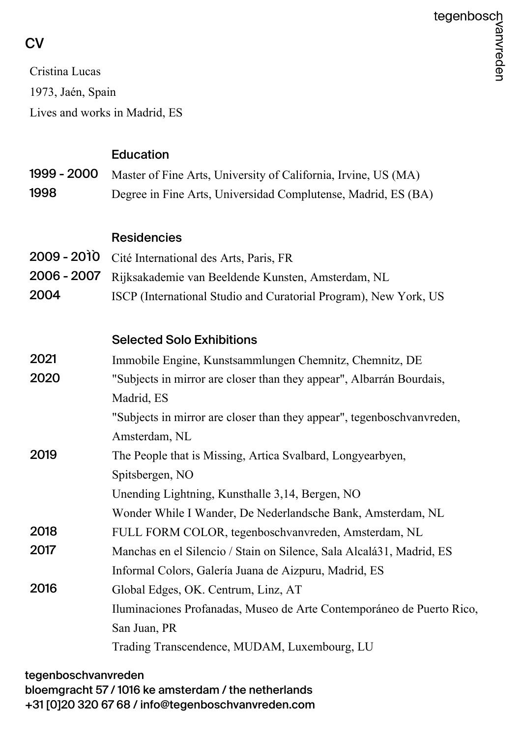# CV

Cristina Lucas

1973, Jaén, Spain

Lives and works in Madrid, ES

## Education

| | |
|---|---|
| 1999 - 2000 | Master of Fine Arts, University of California, Irvine, US (MA) |
| 1998 | Degree in Fine Arts, Universidad Complutense, Madrid, ES (BA) |

## Residencies

| | |
|---|---|
| 2009 - 2010 | Cité International des Arts, Paris, FR |
| 2006 - 2007 | Rijksakademie van Beeldende Kunsten, Amsterdam, NL |
| 2004 | ISCP (International Studio and Curatorial Program), New York, US |

## Selected Solo Exhibitions

| | |
|---|---|
| 2021 | Immobile Engine, Kunstsammlungen Chemnitz, Chemnitz, DE |
| 2020 | "Subjects in mirror are closer than they appear", Albarrán Bourdais, Madrid, ES |
| | "Subjects in mirror are closer than they appear", tegenboschvanvreden, Amsterdam, NL |
| 2019 | The People that is Missing, Artica Svalbard, Longyearbyen, Spitsbergen, NO |
| | Unending Lightning, Kunsthalle 3,14, Bergen, NO |
| | Wonder While I Wander, De Nederlandsche Bank, Amsterdam, NL |
| 2018 | FULL FORM COLOR, tegenboschvanvreden, Amsterdam, NL |
| 2017 | Manchas en el Silencio / Stain on Silence, Sala Alcalá31, Madrid, ES |
| | Informal Colors, Galería Juana de Aizpuru, Madrid, ES |
| 2016 | Global Edges, OK. Centrum, Linz, AT |
| | Iluminaciones Profanadas, Museo de Arte Contemporáneo de Puerto Rico, San Juan, PR |
| | Trading Transcendence, MUDAM, Luxembourg, LU |

tegenboschvanvreden
bloemgracht 57 / 1016 ke amsterdam / the netherlands
+31 [0]20 320 67 68 / info@tegenboschvanvreden.com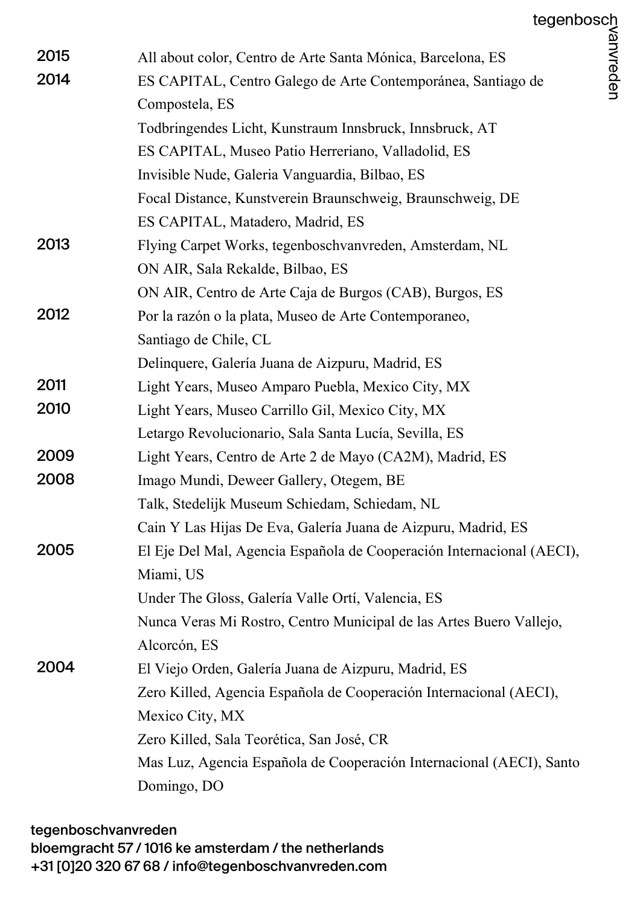| | |
|---|---|
| 2015 | All about color, Centro de Arte Santa Mónica, Barcelona, ES |
| 2014 | ES CAPITAL, Centro Galego de Arte Contemporánea, Santiago de Compostela, ES |
| | Todbringendes Licht, Kunstraum Innsbruck, Innsbruck, AT |
| | ES CAPITAL, Museo Patio Herreriano, Valladolid, ES |
| | Invisible Nude, Galeria Vanguardia, Bilbao, ES |
| | Focal Distance, Kunstverein Braunschweig, Braunschweig, DE |
| | ES CAPITAL, Matadero, Madrid, ES |
| 2013 | Flying Carpet Works, tegenboschvanvreden, Amsterdam, NL |
| | ON AIR, Sala Rekalde, Bilbao, ES |
| | ON AIR, Centro de Arte Caja de Burgos (CAB), Burgos, ES |
| 2012 | Por la razón o la plata, Museo de Arte Contemporaneo, Santiago de Chile, CL |
| | Delinquere, Galería Juana de Aizpuru, Madrid, ES |
| 2011 | Light Years, Museo Amparo Puebla, Mexico City, MX |
| 2010 | Light Years, Museo Carrillo Gil, Mexico City, MX |
| | Letargo Revolucionario, Sala Santa Lucía, Sevilla, ES |
| 2009 | Light Years, Centro de Arte 2 de Mayo (CA2M), Madrid, ES |
| 2008 | Imago Mundi, Deweer Gallery, Otegem, BE |
| | Talk, Stedelijk Museum Schiedam, Schiedam, NL |
| | Cain Y Las Hijas De Eva, Galería Juana de Aizpuru, Madrid, ES |
| 2005 | El Eje Del Mal, Agencia Española de Cooperación Internacional (AECI), Miami, US |
| | Under The Gloss, Galería Valle Ortí, Valencia, ES |
| | Nunca Veras Mi Rostro, Centro Municipal de las Artes Buero Vallejo, Alcorcón, ES |
| 2004 | El Viejo Orden, Galería Juana de Aizpuru, Madrid, ES |
| | Zero Killed, Agencia Española de Cooperación Internacional (AECI), Mexico City, MX |
| | Zero Killed, Sala Teorética, San José, CR |
| | Mas Luz, Agencia Española de Cooperación Internacional (AECI), Santo Domingo, DO |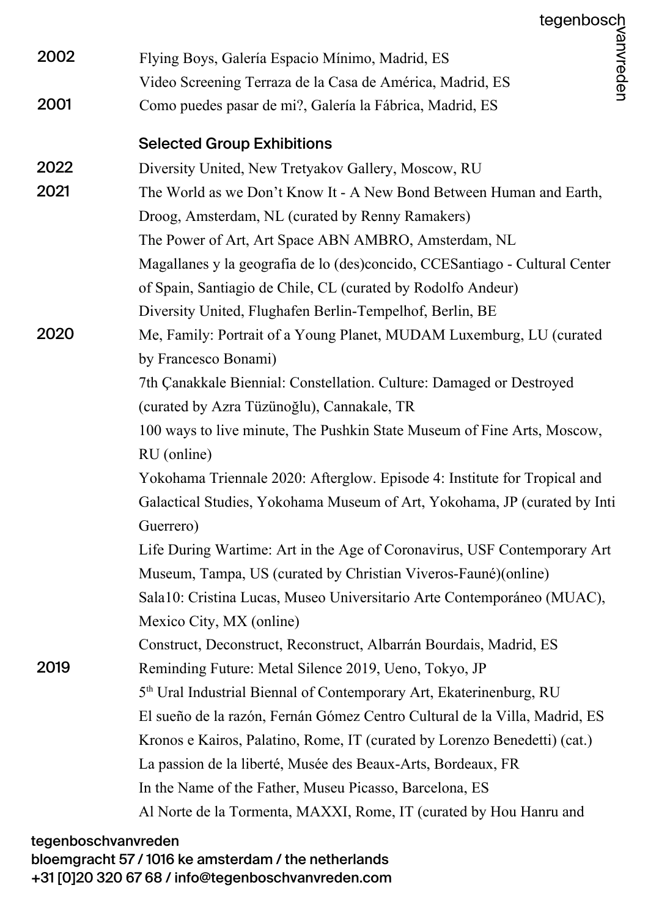2002 Flying Boys, Galería Espacio Mínimo, Madrid, ES
Video Screening Terraza de la Casa de América, Madrid, ES

2001 Como puedes pasar de mi?, Galería la Fábrica, Madrid, ES

## Selected Group Exhibitions

2022 Diversity United, New Tretyakov Gallery, Moscow, RU

2021 The World as we Don't Know It - A New Bond Between Human and Earth, Droog, Amsterdam, NL (curated by Renny Ramakers)
The Power of Art, Art Space ABN AMBRO, Amsterdam, NL
Magallanes y la geografia de lo (des)concido, CCESantiago - Cultural Center of Spain, Santiagio de Chile, CL (curated by Rodolfo Andeur)
Diversity United, Flughafen Berlin-Tempelhof, Berlin, BE

2020 Me, Family: Portrait of a Young Planet, MUDAM Luxemburg, LU (curated by Francesco Bonami)
7th Çanakkale Biennial: Constellation. Culture: Damaged or Destroyed (curated by Azra Tüzünoğlu), Cannakale, TR
100 ways to live minute, The Pushkin State Museum of Fine Arts, Moscow, RU (online)
Yokohama Triennale 2020: Afterglow. Episode 4: Institute for Tropical and Galactical Studies, Yokohama Museum of Art, Yokohama, JP (curated by Inti Guerrero)
Life During Wartime: Art in the Age of Coronavirus, USF Contemporary Art Museum, Tampa, US (curated by Christian Viveros-Fauné)(online)
Sala10: Cristina Lucas, Museo Universitario Arte Contemporáneo (MUAC), Mexico City, MX (online)
Construct, Deconstruct, Reconstruct, Albarrán Bourdais, Madrid, ES

2019 Reminding Future: Metal Silence 2019, Ueno, Tokyo, JP
5th Ural Industrial Biennal of Contemporary Art, Ekaterinenburg, RU
El sueño de la razón, Fernán Gómez Centro Cultural de la Villa, Madrid, ES
Kronos e Kairos, Palatino, Rome, IT (curated by Lorenzo Benedetti) (cat.)
La passion de la liberté, Musée des Beaux-Arts, Bordeaux, FR
In the Name of the Father, Museu Picasso, Barcelona, ES
Al Norte de la Tormenta, MAXXI, Rome, IT (curated by Hou Hanru and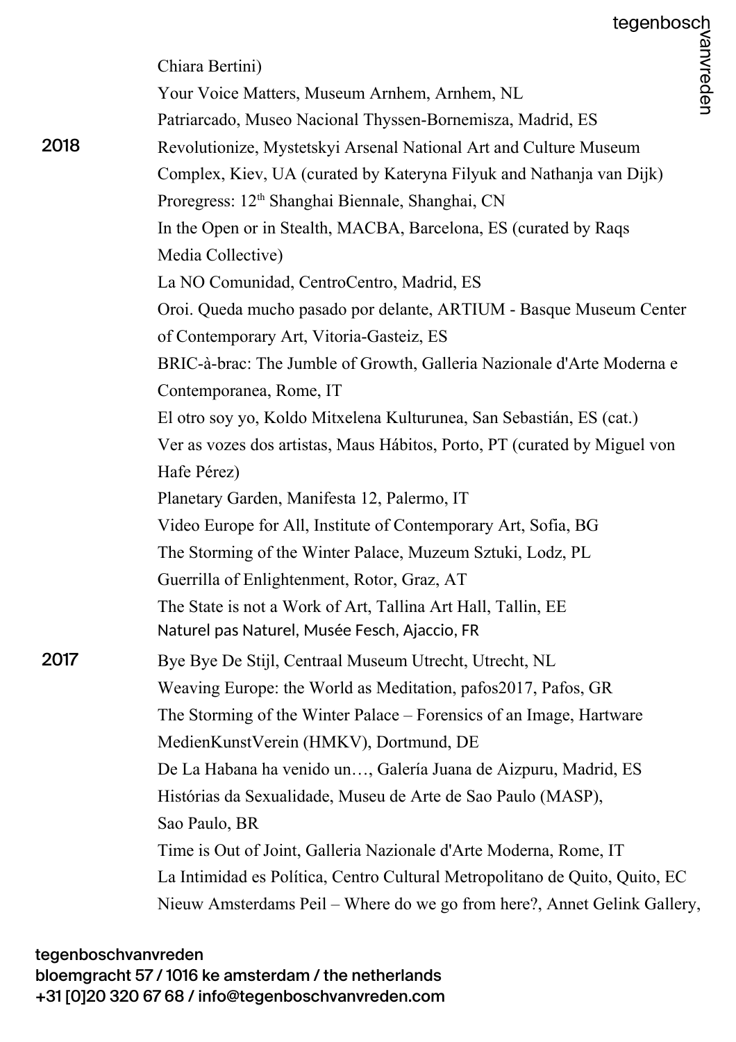Chiara Bertini)

Your Voice Matters, Museum Arnhem, Arnhem, NL

Patriarcado, Museo Nacional Thyssen-Bornemisza, Madrid, ES

**2018**

Revolutionize, Mystetskyi Arsenal National Art and Culture Museum Complex, Kiev, UA (curated by Kateryna Filyuk and Nathanja van Dijk)

Proregress: 12th Shanghai Biennale, Shanghai, CN

In the Open or in Stealth, MACBA, Barcelona, ES (curated by Raqs Media Collective)

La NO Comunidad, CentroCentro, Madrid, ES

Oroi. Queda mucho pasado por delante, ARTIUM - Basque Museum Center of Contemporary Art, Vitoria-Gasteiz, ES

BRIC-à-brac: The Jumble of Growth, Galleria Nazionale d'Arte Moderna e Contemporanea, Rome, IT

El otro soy yo, Koldo Mitxelena Kulturunea, San Sebastián, ES (cat.)

Ver as vozes dos artistas, Maus Hábitos, Porto, PT (curated by Miguel von Hafe Pérez)

Planetary Garden, Manifesta 12, Palermo, IT

Video Europe for All, Institute of Contemporary Art, Sofia, BG

The Storming of the Winter Palace, Muzeum Sztuki, Lodz, PL

Guerrilla of Enlightenment, Rotor, Graz, AT

The State is not a Work of Art, Tallina Art Hall, Tallin, EE

Naturel pas Naturel, Musée Fesch, Ajaccio, FR

**2017**

Bye Bye De Stijl, Centraal Museum Utrecht, Utrecht, NL

Weaving Europe: the World as Meditation, pafos2017, Pafos, GR

The Storming of the Winter Palace – Forensics of an Image, Hartware MedienKunstVerein (HMKV), Dortmund, DE

De La Habana ha venido un…, Galería Juana de Aizpuru, Madrid, ES

Histórias da Sexualidade, Museu de Arte de Sao Paulo (MASP), Sao Paulo, BR

Time is Out of Joint, Galleria Nazionale d'Arte Moderna, Rome, IT

La Intimidad es Política, Centro Cultural Metropolitano de Quito, Quito, EC

Nieuw Amsterdams Peil – Where do we go from here?, Annet Gelink Gallery,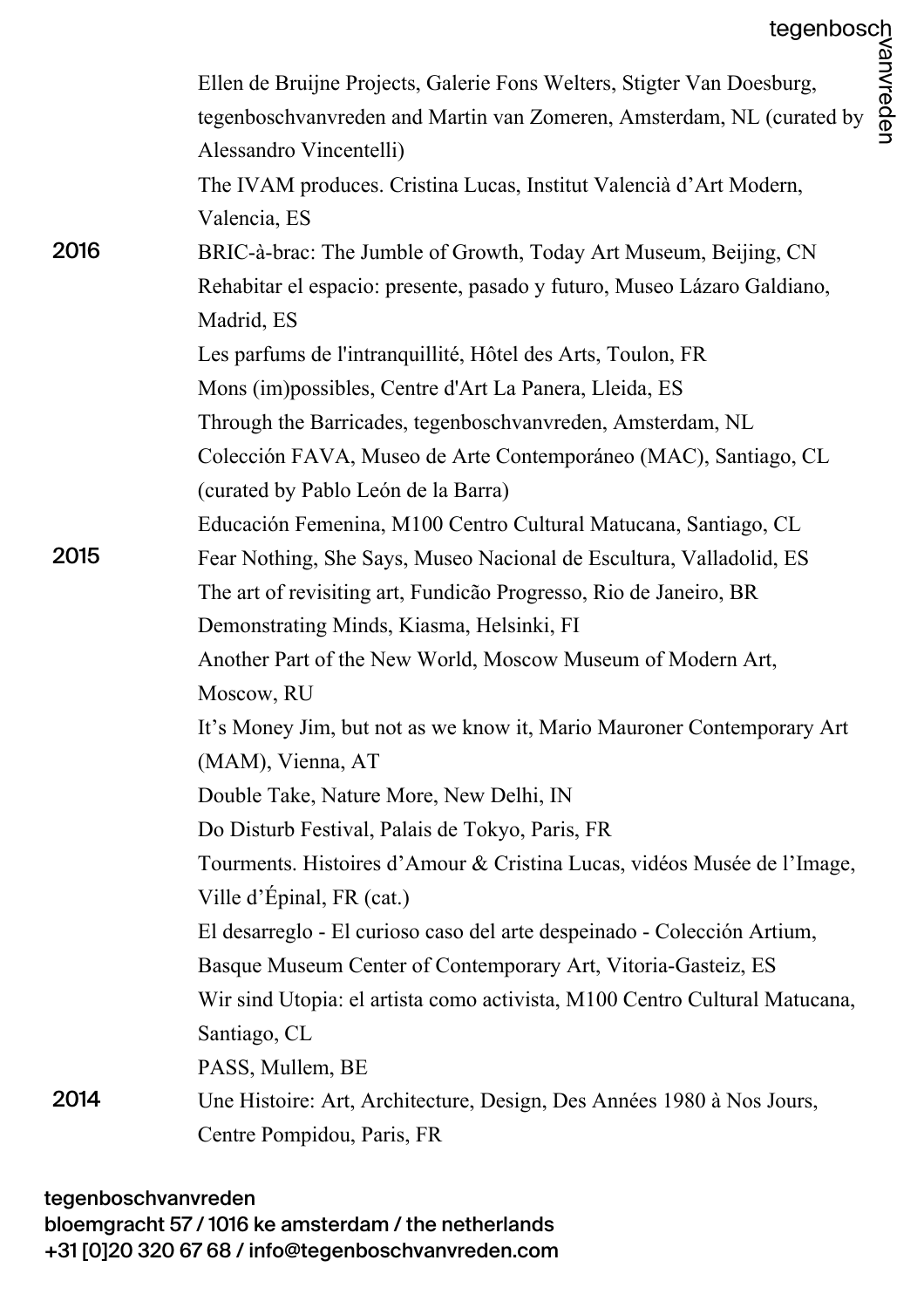Ellen de Bruijne Projects, Galerie Fons Welters, Stigter Van Doesburg, tegenboschvanvreden and Martin van Zomeren, Amsterdam, NL (curated by Alessandro Vincentelli)
The IVAM produces. Cristina Lucas, Institut Valencià d'Art Modern, Valencia, ES

**2016**
BRIC-à-brac: The Jumble of Growth, Today Art Museum, Beijing, CN
Rehabitar el espacio: presente, pasado y futuro, Museo Lázaro Galdiano, Madrid, ES
Les parfums de l'intranquillité, Hôtel des Arts, Toulon, FR
Mons (im)possibles, Centre d'Art La Panera, Lleida, ES
Through the Barricades, tegenboschvanvreden, Amsterdam, NL
Colección FAVA, Museo de Arte Contemporáneo (MAC), Santiago, CL (curated by Pablo León de la Barra)
Educación Femenina, M100 Centro Cultural Matucana, Santiago, CL

**2015**
Fear Nothing, She Says, Museo Nacional de Escultura, Valladolid, ES
The art of revisiting art, Fundicão Progresso, Rio de Janeiro, BR
Demonstrating Minds, Kiasma, Helsinki, FI
Another Part of the New World, Moscow Museum of Modern Art, Moscow, RU
It's Money Jim, but not as we know it, Mario Mauroner Contemporary Art (MAM), Vienna, AT
Double Take, Nature More, New Delhi, IN
Do Disturb Festival, Palais de Tokyo, Paris, FR
Tourments. Histoires d'Amour & Cristina Lucas, vidéos Musée de l'Image, Ville d'Épinal, FR (cat.)
El desarreglo - El curioso caso del arte despeinado - Colección Artium, Basque Museum Center of Contemporary Art, Vitoria-Gasteiz, ES
Wir sind Utopia: el artista como activista, M100 Centro Cultural Matucana, Santiago, CL
PASS, Mullem, BE

**2014**
Une Histoire: Art, Architecture, Design, Des Années 1980 à Nos Jours, Centre Pompidou, Paris, FR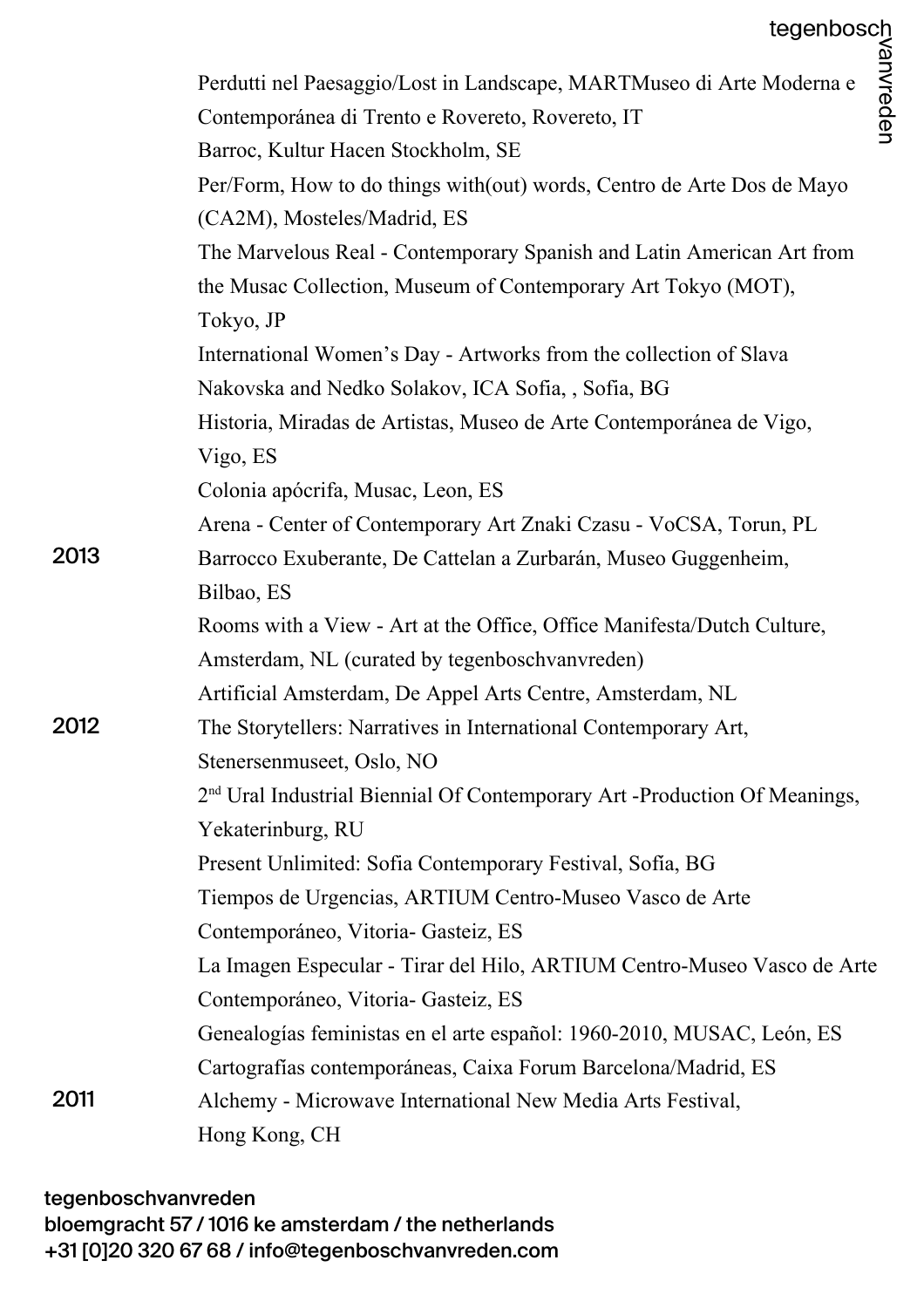Perdutti nel Paesaggio/Lost in Landscape, MARTMuseo di Arte Moderna e Contemporánea di Trento e Rovereto, Rovereto, IT

Barroc, Kultur Hacen Stockholm, SE

Per/Form, How to do things with(out) words, Centro de Arte Dos de Mayo (CA2M), Mosteles/Madrid, ES

The Marvelous Real - Contemporary Spanish and Latin American Art from the Musac Collection, Museum of Contemporary Art Tokyo (MOT), Tokyo, JP

International Women's Day - Artworks from the collection of Slava Nakovska and Nedko Solakov, ICA Sofia, , Sofia, BG

Historia, Miradas de Artistas, Museo de Arte Contemporánea de Vigo, Vigo, ES

Colonia apócrifa, Musac, Leon, ES

Arena - Center of Contemporary Art Znaki Czasu - VoCSA, Torun, PL

**2013**

Barrocco Exuberante, De Cattelan a Zurbarán, Museo Guggenheim, Bilbao, ES

Rooms with a View - Art at the Office, Office Manifesta/Dutch Culture, Amsterdam, NL (curated by tegenboschvanvreden)

Artificial Amsterdam, De Appel Arts Centre, Amsterdam, NL

**2012**

The Storytellers: Narratives in International Contemporary Art, Stenersenmuseet, Oslo, NO

2nd Ural Industrial Biennial Of Contemporary Art -Production Of Meanings, Yekaterinburg, RU

Present Unlimited: Sofia Contemporary Festival, Sofía, BG

Tiempos de Urgencias, ARTIUM Centro-Museo Vasco de Arte Contemporáneo, Vitoria- Gasteiz, ES

La Imagen Especular - Tirar del Hilo, ARTIUM Centro-Museo Vasco de Arte Contemporáneo, Vitoria- Gasteiz, ES

Genealogías feministas en el arte español: 1960-2010, MUSAC, León, ES

Cartografías contemporáneas, Caixa Forum Barcelona/Madrid, ES

**2011**

Alchemy - Microwave International New Media Arts Festival, Hong Kong, CH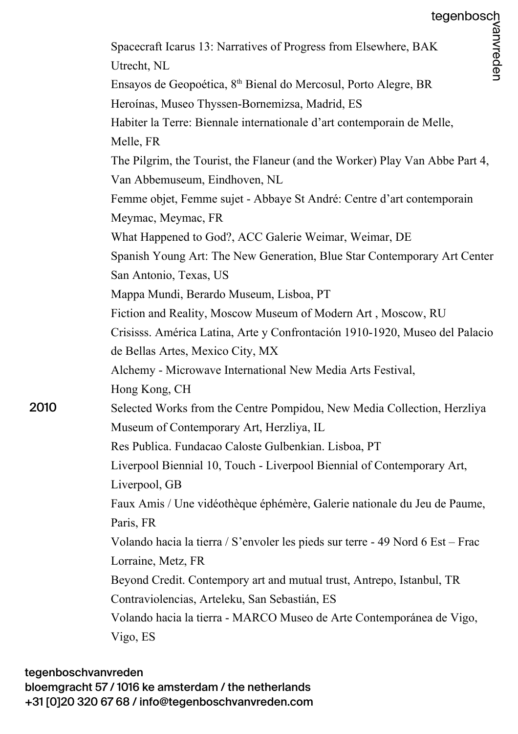Spacecraft Icarus 13: Narratives of Progress from Elsewhere, BAK Utrecht, NL

Ensayos de Geopoética, 8th Bienal do Mercosul, Porto Alegre, BR

Heroínas, Museo Thyssen-Bornemizsa, Madrid, ES

Habiter la Terre: Biennale internationale d'art contemporain de Melle, Melle, FR

The Pilgrim, the Tourist, the Flaneur (and the Worker) Play Van Abbe Part 4, Van Abbemuseum, Eindhoven, NL

Femme objet, Femme sujet - Abbaye St André: Centre d'art contemporain Meymac, Meymac, FR

What Happened to God?, ACC Galerie Weimar, Weimar, DE

Spanish Young Art: The New Generation, Blue Star Contemporary Art Center San Antonio, Texas, US

Mappa Mundi, Berardo Museum, Lisboa, PT

Fiction and Reality, Moscow Museum of Modern Art , Moscow, RU

Crisisss. América Latina, Arte y Confrontación 1910-1920, Museo del Palacio de Bellas Artes, Mexico City, MX

Alchemy - Microwave International New Media Arts Festival, Hong Kong, CH

**2010**

Selected Works from the Centre Pompidou, New Media Collection, Herzliya Museum of Contemporary Art, Herzliya, IL

Res Publica. Fundacao Caloste Gulbenkian. Lisboa, PT

Liverpool Biennial 10, Touch - Liverpool Biennial of Contemporary Art, Liverpool, GB

Faux Amis / Une vidéothèque éphémère, Galerie nationale du Jeu de Paume, Paris, FR

Volando hacia la tierra / S'envoler les pieds sur terre - 49 Nord 6 Est – Frac Lorraine, Metz, FR

Beyond Credit. Contempory art and mutual trust, Antrepo, Istanbul, TR

Contraviolencias, Arteleku, San Sebastián, ES

Volando hacia la tierra - MARCO Museo de Arte Contemporánea de Vigo, Vigo, ES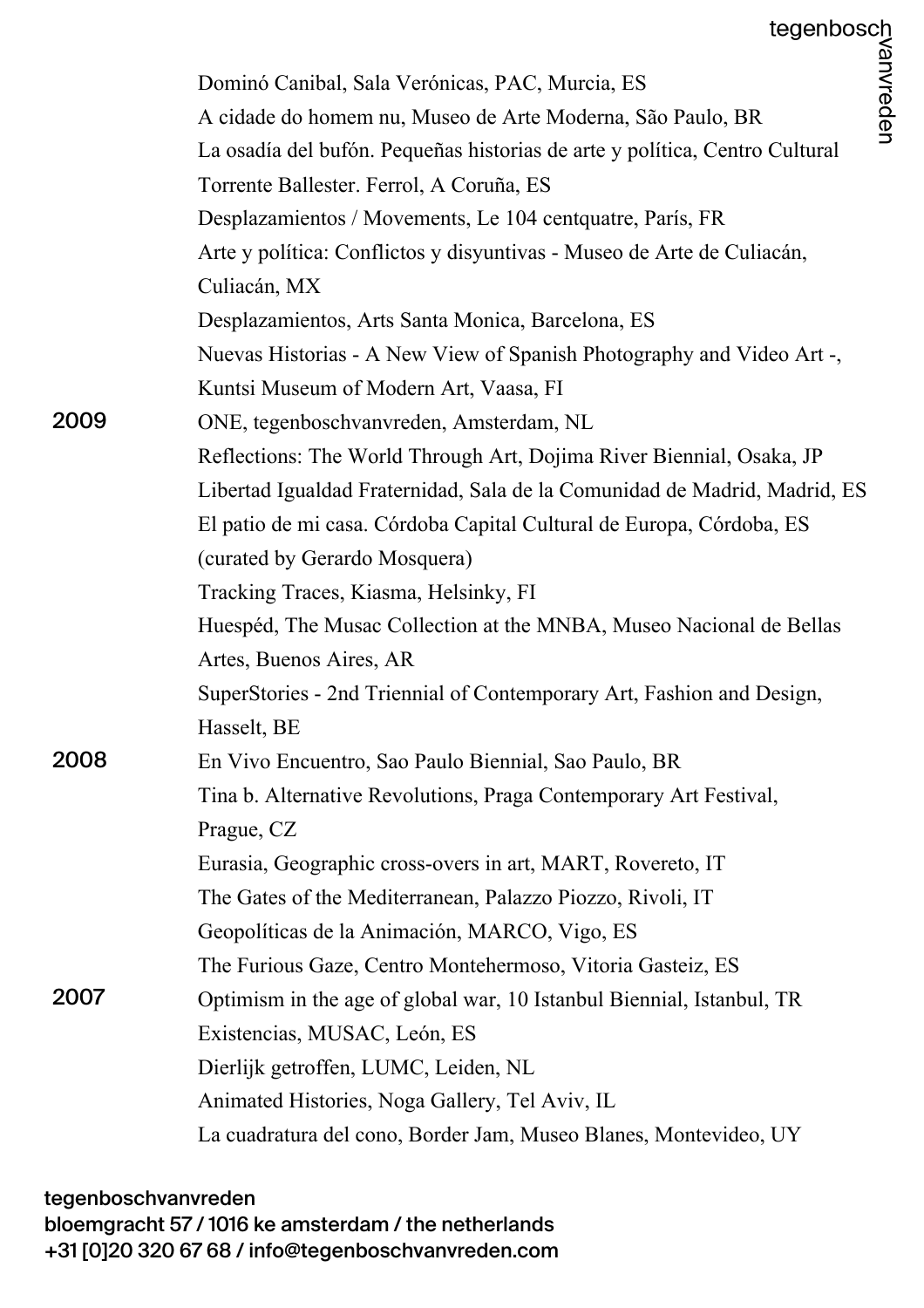Dominó Canibal, Sala Verónicas, PAC, Murcia, ES
A cidade do homem nu, Museo de Arte Moderna, São Paulo, BR
La osadía del bufón. Pequeñas historias de arte y política, Centro Cultural Torrente Ballester. Ferrol, A Coruña, ES
Desplazamientos / Movements, Le 104 centquatre, París, FR
Arte y política: Conflictos y disyuntivas - Museo de Arte de Culiacán, Culiacán, MX
Desplazamientos, Arts Santa Monica, Barcelona, ES
Nuevas Historias - A New View of Spanish Photography and Video Art -, Kuntsi Museum of Modern Art, Vaasa, FI

**2009**

ONE, tegenboschvanvreden, Amsterdam, NL
Reflections: The World Through Art, Dojima River Biennial, Osaka, JP
Libertad Igualdad Fraternidad, Sala de la Comunidad de Madrid, Madrid, ES
El patio de mi casa. Córdoba Capital Cultural de Europa, Córdoba, ES (curated by Gerardo Mosquera)
Tracking Traces, Kiasma, Helsinky, FI
Huespéd, The Musac Collection at the MNBA, Museo Nacional de Bellas Artes, Buenos Aires, AR
SuperStories - 2nd Triennial of Contemporary Art, Fashion and Design, Hasselt, BE

**2008**

En Vivo Encuentro, Sao Paulo Biennial, Sao Paulo, BR
Tina b. Alternative Revolutions, Praga Contemporary Art Festival, Prague, CZ
Eurasia, Geographic cross-overs in art, MART, Rovereto, IT
The Gates of the Mediterranean, Palazzo Piozzo, Rivoli, IT
Geopolíticas de la Animación, MARCO, Vigo, ES
The Furious Gaze, Centro Montehermoso, Vitoria Gasteiz, ES

**2007**

Optimism in the age of global war, 10 Istanbul Biennial, Istanbul, TR
Existencias, MUSAC, León, ES
Dierlijk getroffen, LUMC, Leiden, NL
Animated Histories, Noga Gallery, Tel Aviv, IL
La cuadratura del cono, Border Jam, Museo Blanes, Montevideo, UY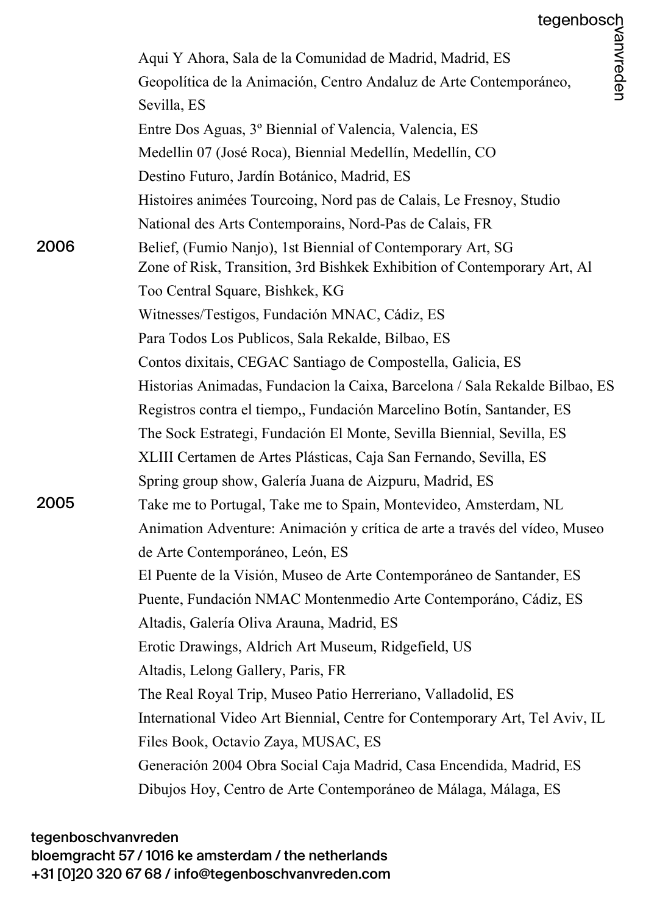Aqui Y Ahora, Sala de la Comunidad de Madrid, Madrid, ES
Geopolítica de la Animación, Centro Andaluz de Arte Contemporáneo, Sevilla, ES
Entre Dos Aguas, 3º Biennial of Valencia, Valencia, ES
Medellin 07 (José Roca), Biennial Medellín, Medellín, CO
Destino Futuro, Jardín Botánico, Madrid, ES
Histoires animées Tourcoing, Nord pas de Calais, Le Fresnoy, Studio National des Arts Contemporains, Nord-Pas de Calais, FR

**2006**

Belief, (Fumio Nanjo), 1st Biennial of Contemporary Art, SG
Zone of Risk, Transition, 3rd Bishkek Exhibition of Contemporary Art, Al Too Central Square, Bishkek, KG
Witnesses/Testigos, Fundación MNAC, Cádiz, ES
Para Todos Los Publicos, Sala Rekalde, Bilbao, ES
Contos dixitais, CEGAC Santiago de Compostella, Galicia, ES
Historias Animadas, Fundacion la Caixa, Barcelona / Sala Rekalde Bilbao, ES
Registros contra el tiempo,, Fundación Marcelino Botín, Santander, ES
The Sock Estrategi, Fundación El Monte, Sevilla Biennial, Sevilla, ES
XLIII Certamen de Artes Plásticas, Caja San Fernando, Sevilla, ES
Spring group show, Galería Juana de Aizpuru, Madrid, ES

**2005**

Take me to Portugal, Take me to Spain, Montevideo, Amsterdam, NL
Animation Adventure: Animación y crítica de arte a través del vídeo, Museo de Arte Contemporáneo, León, ES
El Puente de la Visión, Museo de Arte Contemporáneo de Santander, ES
Puente, Fundación NMAC Montenmedio Arte Contemporáno, Cádiz, ES
Altadis, Galería Oliva Arauna, Madrid, ES
Erotic Drawings, Aldrich Art Museum, Ridgefield, US
Altadis, Lelong Gallery, Paris, FR
The Real Royal Trip, Museo Patio Herreriano, Valladolid, ES
International Video Art Biennial, Centre for Contemporary Art, Tel Aviv, IL
Files Book, Octavio Zaya, MUSAC, ES
Generación 2004 Obra Social Caja Madrid, Casa Encendida, Madrid, ES
Dibujos Hoy, Centro de Arte Contemporáneo de Málaga, Málaga, ES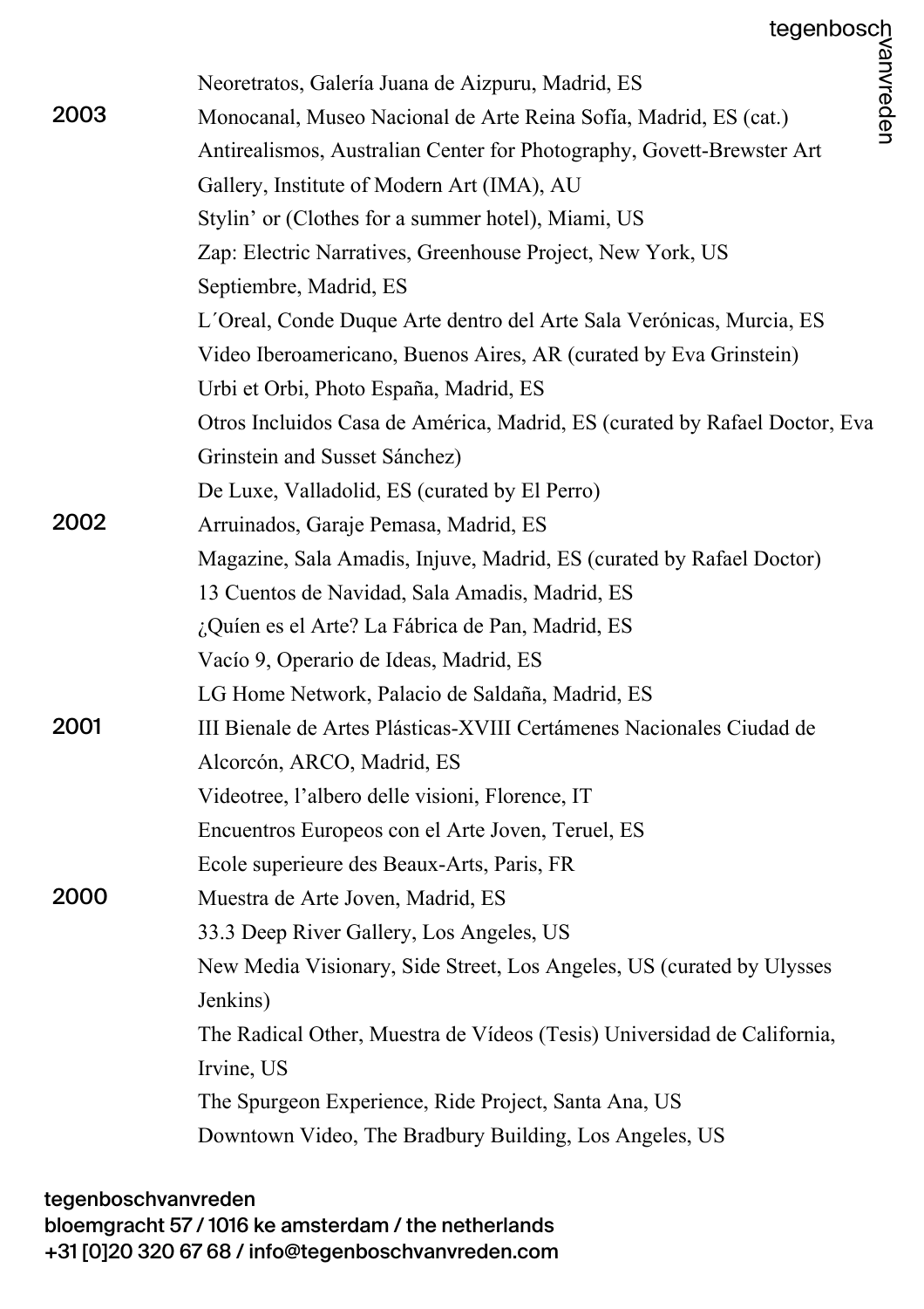Neoretratos, Galería Juana de Aizpuru, Madrid, ES

**2003**

Monocanal, Museo Nacional de Arte Reina Sofía, Madrid, ES (cat.)
Antirealismos, Australian Center for Photography, Govett-Brewster Art Gallery, Institute of Modern Art (IMA), AU
Stylin' or (Clothes for a summer hotel), Miami, US
Zap: Electric Narratives, Greenhouse Project, New York, US
Septiembre, Madrid, ES
L´Oreal, Conde Duque Arte dentro del Arte Sala Verónicas, Murcia, ES
Video Iberoamericano, Buenos Aires, AR (curated by Eva Grinstein)
Urbi et Orbi, Photo España, Madrid, ES
Otros Incluidos Casa de América, Madrid, ES (curated by Rafael Doctor, Eva Grinstein and Susset Sánchez)
De Luxe, Valladolid, ES (curated by El Perro)

**2002**

Arruinados, Garaje Pemasa, Madrid, ES
Magazine, Sala Amadis, Injuve, Madrid, ES (curated by Rafael Doctor)
13 Cuentos de Navidad, Sala Amadis, Madrid, ES
¿Quíen es el Arte? La Fábrica de Pan, Madrid, ES
Vacío 9, Operario de Ideas, Madrid, ES
LG Home Network, Palacio de Saldaña, Madrid, ES

**2001**

III Bienale de Artes Plásticas-XVIII Certámenes Nacionales Ciudad de Alcorcón, ARCO, Madrid, ES
Videotree, l'albero delle visioni, Florence, IT
Encuentros Europeos con el Arte Joven, Teruel, ES
Ecole superieure des Beaux-Arts, Paris, FR

**2000**

Muestra de Arte Joven, Madrid, ES
33.3 Deep River Gallery, Los Angeles, US
New Media Visionary, Side Street, Los Angeles, US (curated by Ulysses Jenkins)
The Radical Other, Muestra de Vídeos (Tesis) Universidad de California, Irvine, US
The Spurgeon Experience, Ride Project, Santa Ana, US
Downtown Video, The Bradbury Building, Los Angeles, US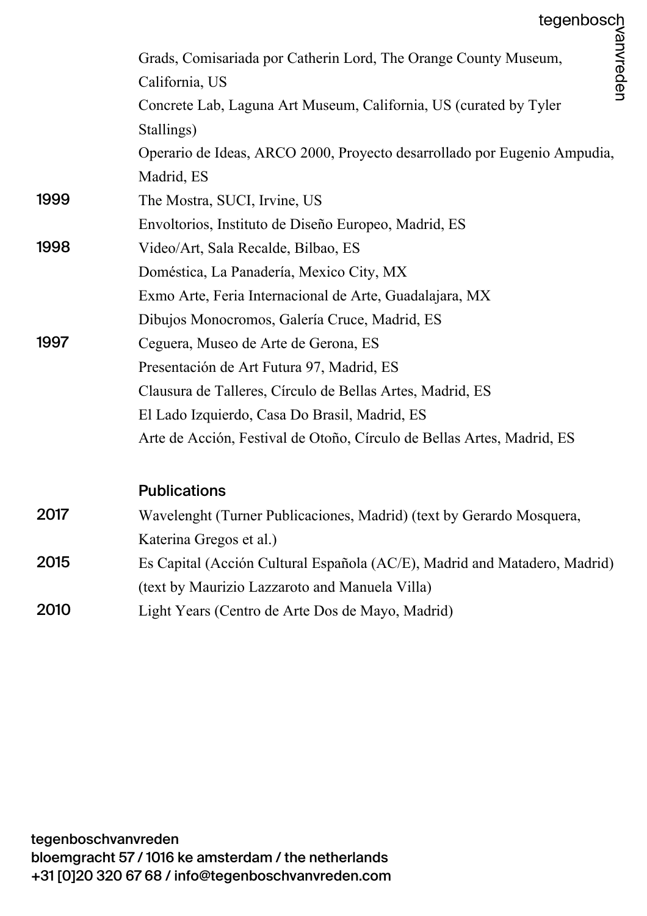Grads, Comisariada por Catherin Lord, The Orange County Museum, California, US

Concrete Lab, Laguna Art Museum, California, US (curated by Tyler Stallings)

Operario de Ideas, ARCO 2000, Proyecto desarrollado por Eugenio Ampudia, Madrid, ES

**1999**
The Mostra, SUCI, Irvine, US
Envoltorios, Instituto de Diseño Europeo, Madrid, ES

**1998**
Video/Art, Sala Recalde, Bilbao, ES
Doméstica, La Panadería, Mexico City, MX
Exmo Arte, Feria Internacional de Arte, Guadalajara, MX
Dibujos Monocromos, Galería Cruce, Madrid, ES

**1997**
Ceguera, Museo de Arte de Gerona, ES
Presentación de Art Futura 97, Madrid, ES
Clausura de Talleres, Círculo de Bellas Artes, Madrid, ES
El Lado Izquierdo, Casa Do Brasil, Madrid, ES
Arte de Acción, Festival de Otoño, Círculo de Bellas Artes, Madrid, ES

## Publications

**2017**
Wavelenght (Turner Publicaciones, Madrid) (text by Gerardo Mosquera, Katerina Gregos et al.)

**2015**
Es Capital (Acción Cultural Española (AC/E), Madrid and Matadero, Madrid) (text by Maurizio Lazzaroto and Manuela Villa)

**2010**
Light Years (Centro de Arte Dos de Mayo, Madrid)